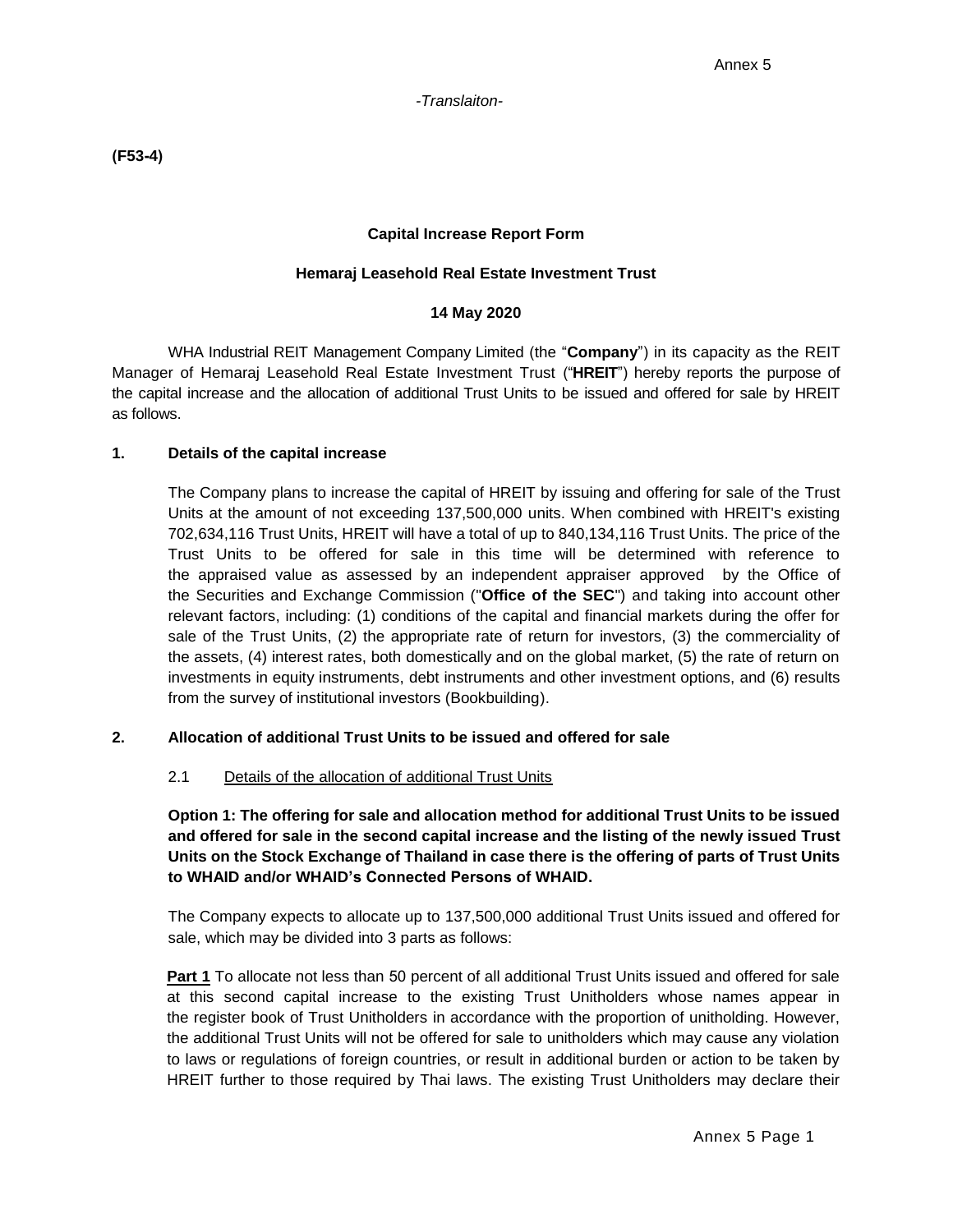Annex 5

*-Translaiton-*

**(F53-4)**

**Capital Increase Report Form**

**Hemaraj Leasehold Real Estate Investment Trust**

**14 May 2020**

WHA Industrial REIT Management Company Limited (the "**Company**") in its capacity as the REIT Manager of Hemaraj Leasehold Real Estate Investment Trust ("**HREIT**") hereby reports the purpose of the capital increase and the allocation of additional Trust Units to be issued and offered for sale by HREIT as follows.

## 1. Details of the capital increase

The Company plans to increase the capital of HREIT by issuing and offering for sale of the Trust Units at the amount of not exceeding 137,500,000 units. When combined with HREIT's existing 702,634,116 Trust Units, HREIT will have a total of up to 840,134,116 Trust Units. The price of the Trust Units to be offered for sale in this time will be determined with reference to the appraised value as assessed by an independent appraiser approved by the Office of the Securities and Exchange Commission ("**Office of the SEC**") and taking into account other relevant factors, including: (1) conditions of the capital and financial markets during the offer for sale of the Trust Units, (2) the appropriate rate of return for investors, (3) the commerciality of the assets, (4) interest rates, both domestically and on the global market, (5) the rate of return on investments in equity instruments, debt instruments and other investment options, and (6) results from the survey of institutional investors (Bookbuilding).

## 2. Allocation of additional Trust Units to be issued and offered for sale

2.1 <u>Details of the allocation of additional Trust Units</u>

**Option 1: The offering for sale and allocation method for additional Trust Units to be issued and offered for sale in the second capital increase and the listing of the newly issued Trust Units on the Stock Exchange of Thailand in case there is the offering of parts of Trust Units to WHAID and/or WHAID's Connected Persons of WHAID.**

The Company expects to allocate up to 137,500,000 additional Trust Units issued and offered for sale, which may be divided into 3 parts as follows:

**<u>Part 1</u>** To allocate not less than 50 percent of all additional Trust Units issued and offered for sale at this second capital increase to the existing Trust Unitholders whose names appear in the register book of Trust Unitholders in accordance with the proportion of unitholding. However, the additional Trust Units will not be offered for sale to unitholders which may cause any violation to laws or regulations of foreign countries, or result in additional burden or action to be taken by HREIT further to those required by Thai laws. The existing Trust Unitholders may declare their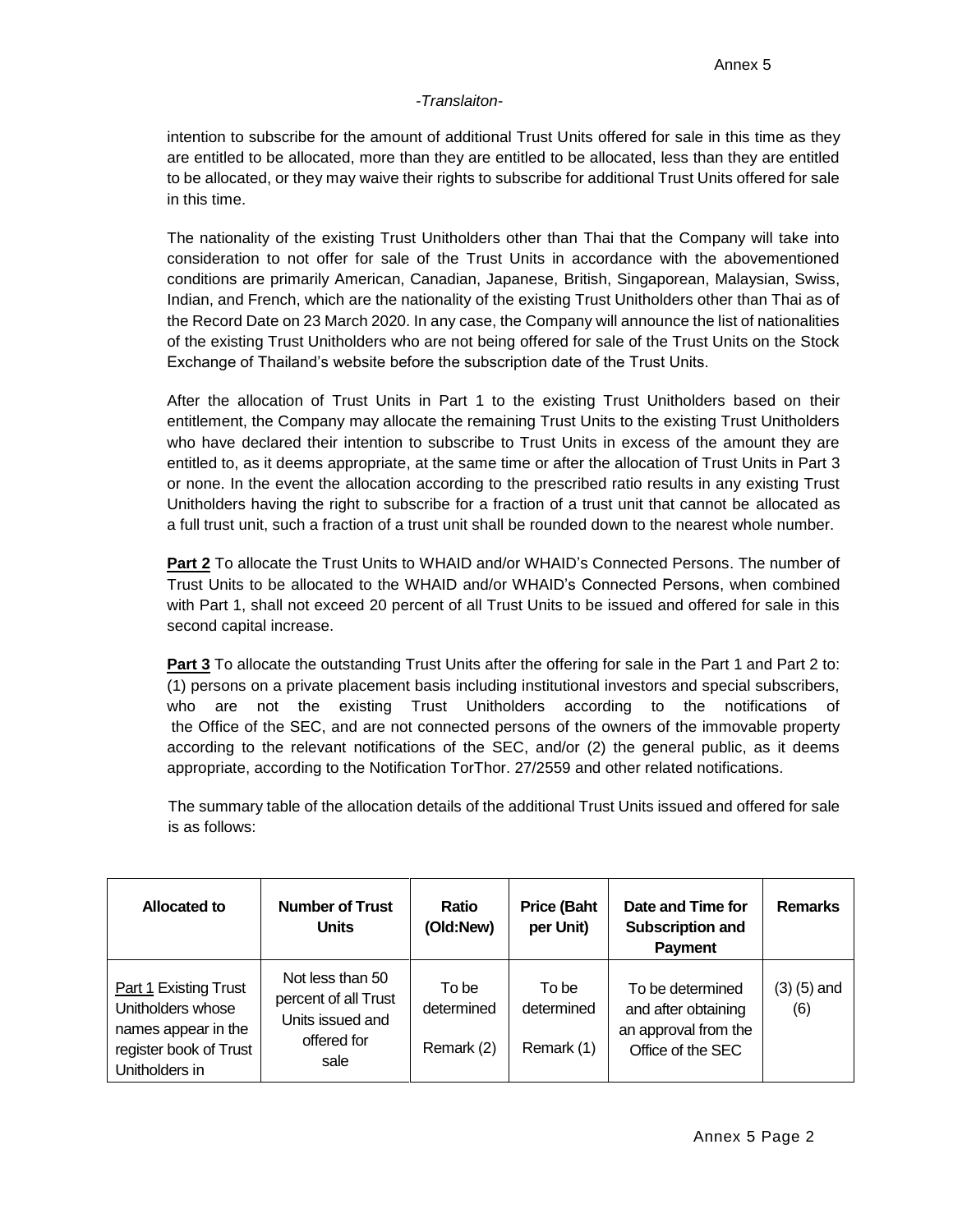-*Translaiton*-

intention to subscribe for the amount of additional Trust Units offered for sale in this time as they are entitled to be allocated, more than they are entitled to be allocated, less than they are entitled to be allocated, or they may waive their rights to subscribe for additional Trust Units offered for sale in this time.

The nationality of the existing Trust Unitholders other than Thai that the Company will take into consideration to not offer for sale of the Trust Units in accordance with the abovementioned conditions are primarily American, Canadian, Japanese, British, Singaporean, Malaysian, Swiss, Indian, and French, which are the nationality of the existing Trust Unitholders other than Thai as of the Record Date on 23 March 2020. In any case, the Company will announce the list of nationalities of the existing Trust Unitholders who are not being offered for sale of the Trust Units on the Stock Exchange of Thailand's website before the subscription date of the Trust Units.

After the allocation of Trust Units in Part 1 to the existing Trust Unitholders based on their entitlement, the Company may allocate the remaining Trust Units to the existing Trust Unitholders who have declared their intention to subscribe to Trust Units in excess of the amount they are entitled to, as it deems appropriate, at the same time or after the allocation of Trust Units in Part 3 or none. In the event the allocation according to the prescribed ratio results in any existing Trust Unitholders having the right to subscribe for a fraction of a trust unit that cannot be allocated as a full trust unit, such a fraction of a trust unit shall be rounded down to the nearest whole number.

**Part 2** To allocate the Trust Units to WHAID and/or WHAID's Connected Persons. The number of Trust Units to be allocated to the WHAID and/or WHAID's Connected Persons, when combined with Part 1, shall not exceed 20 percent of all Trust Units to be issued and offered for sale in this second capital increase.

**Part 3** To allocate the outstanding Trust Units after the offering for sale in the Part 1 and Part 2 to: (1) persons on a private placement basis including institutional investors and special subscribers, who are not the existing Trust Unitholders according to the notifications of the Office of the SEC, and are not connected persons of the owners of the immovable property according to the relevant notifications of the SEC, and/or (2) the general public, as it deems appropriate, according to the Notification TorThor. 27/2559 and other related notifications.

The summary table of the allocation details of the additional Trust Units issued and offered for sale is as follows:

| Allocated to | Number of Trust Units | Ratio (Old:New) | Price (Baht per Unit) | Date and Time for Subscription and Payment | Remarks |
|---|---|---|---|---|---|
| Part 1 Existing Trust Unitholders whose names appear in the register book of Trust Unitholders in | Not less than 50 percent of all Trust Units issued and offered for sale | To be determined Remark (2) | To be determined Remark (1) | To be determined and after obtaining an approval from the Office of the SEC | (3) (5) and (6) |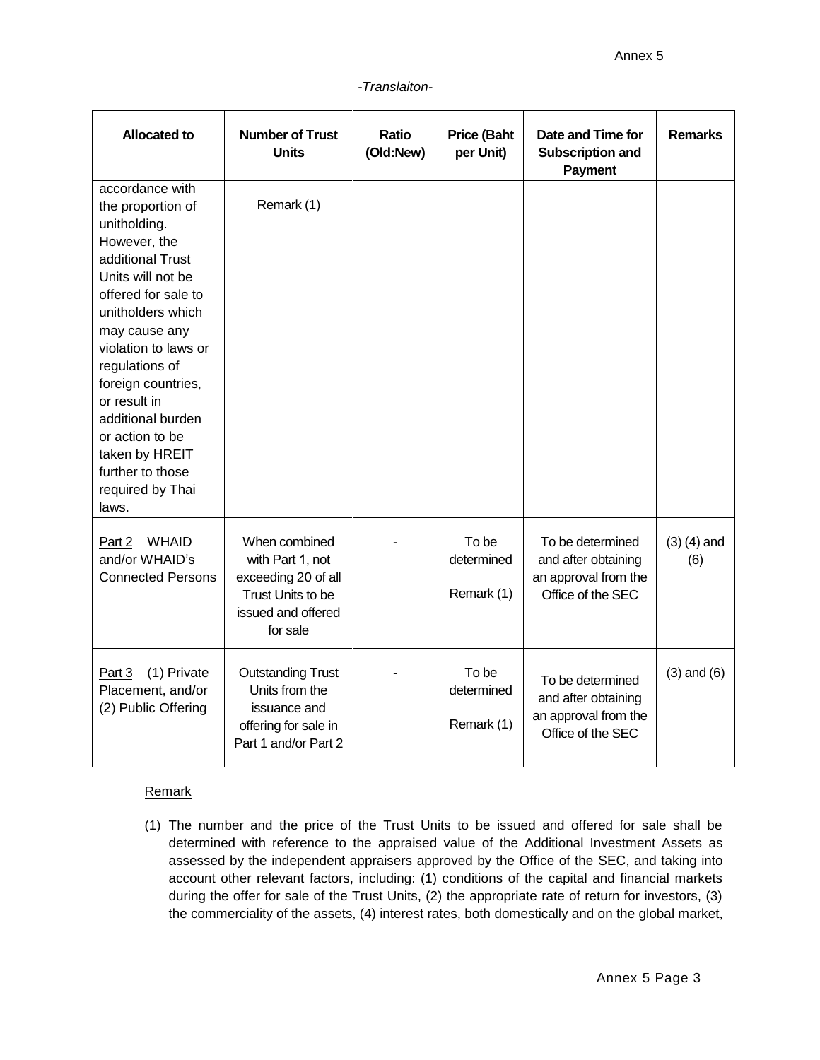-Translaiton-

| Allocated to | Number of Trust Units | Ratio (Old:New) | Price (Baht per Unit) | Date and Time for Subscription and Payment | Remarks |
|---|---|---|---|---|---|
| accordance with the proportion of unitholding. However, the additional Trust Units will not be offered for sale to unitholders which may cause any violation to laws or regulations of foreign countries, or result in additional burden or action to be taken by HREIT further to those required by Thai laws. | Remark (1) | | | | |
| Part 2 WHAID and/or WHAID's Connected Persons | When combined with Part 1, not exceeding 20 of all Trust Units to be issued and offered for sale | - | To be determined Remark (1) | To be determined and after obtaining an approval from the Office of the SEC | (3) (4) and (6) |
| Part 3 (1) Private Placement, and/or (2) Public Offering | Outstanding Trust Units from the issuance and offering for sale in Part 1 and/or Part 2 | - | To be determined Remark (1) | To be determined and after obtaining an approval from the Office of the SEC | (3) and (6) |

Remark

(1) The number and the price of the Trust Units to be issued and offered for sale shall be determined with reference to the appraised value of the Additional Investment Assets as assessed by the independent appraisers approved by the Office of the SEC, and taking into account other relevant factors, including: (1) conditions of the capital and financial markets during the offer for sale of the Trust Units, (2) the appropriate rate of return for investors, (3) the commerciality of the assets, (4) interest rates, both domestically and on the global market,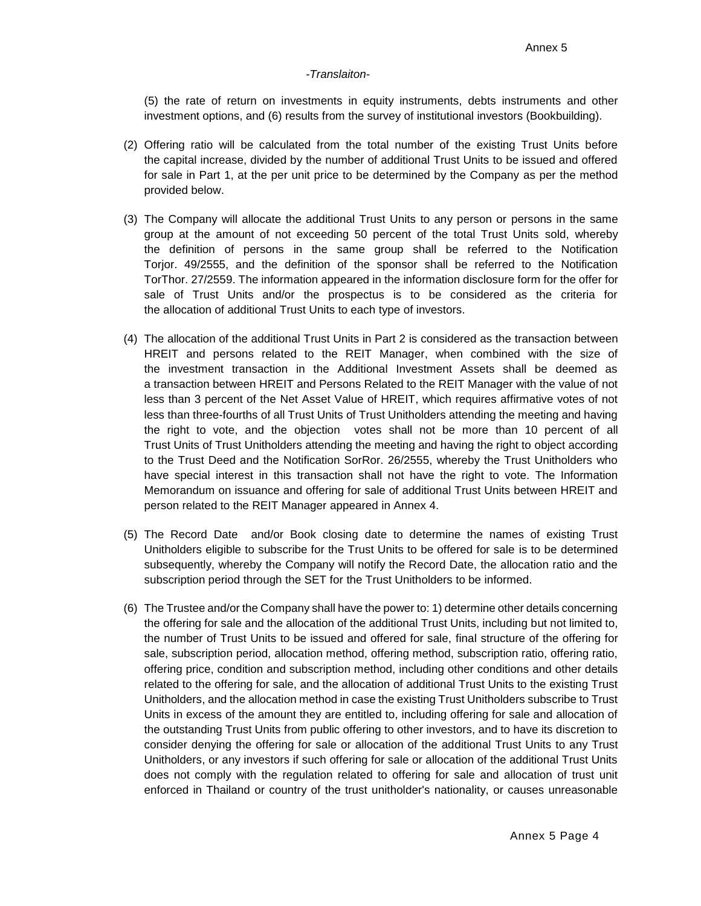-*Translaiton*-

(5) the rate of return on investments in equity instruments, debts instruments and other investment options, and (6) results from the survey of institutional investors (Bookbuilding).

(2) Offering ratio will be calculated from the total number of the existing Trust Units before the capital increase, divided by the number of additional Trust Units to be issued and offered for sale in Part 1, at the per unit price to be determined by the Company as per the method provided below.

(3) The Company will allocate the additional Trust Units to any person or persons in the same group at the amount of not exceeding 50 percent of the total Trust Units sold, whereby the definition of persons in the same group shall be referred to the Notification Torjor. 49/2555, and the definition of the sponsor shall be referred to the Notification TorThor. 27/2559. The information appeared in the information disclosure form for the offer for sale of Trust Units and/or the prospectus is to be considered as the criteria for the allocation of additional Trust Units to each type of investors.

(4) The allocation of the additional Trust Units in Part 2 is considered as the transaction between HREIT and persons related to the REIT Manager, when combined with the size of the investment transaction in the Additional Investment Assets shall be deemed as a transaction between HREIT and Persons Related to the REIT Manager with the value of not less than 3 percent of the Net Asset Value of HREIT, which requires affirmative votes of not less than three-fourths of all Trust Units of Trust Unitholders attending the meeting and having the right to vote, and the objection votes shall not be more than 10 percent of all Trust Units of Trust Unitholders attending the meeting and having the right to object according to the Trust Deed and the Notification SorRor. 26/2555, whereby the Trust Unitholders who have special interest in this transaction shall not have the right to vote. The Information Memorandum on issuance and offering for sale of additional Trust Units between HREIT and person related to the REIT Manager appeared in Annex 4.

(5) The Record Date and/or Book closing date to determine the names of existing Trust Unitholders eligible to subscribe for the Trust Units to be offered for sale is to be determined subsequently, whereby the Company will notify the Record Date, the allocation ratio and the subscription period through the SET for the Trust Unitholders to be informed.

(6) The Trustee and/or the Company shall have the power to: 1) determine other details concerning the offering for sale and the allocation of the additional Trust Units, including but not limited to, the number of Trust Units to be issued and offered for sale, final structure of the offering for sale, subscription period, allocation method, offering method, subscription ratio, offering ratio, offering price, condition and subscription method, including other conditions and other details related to the offering for sale, and the allocation of additional Trust Units to the existing Trust Unitholders, and the allocation method in case the existing Trust Unitholders subscribe to Trust Units in excess of the amount they are entitled to, including offering for sale and allocation of the outstanding Trust Units from public offering to other investors, and to have its discretion to consider denying the offering for sale or allocation of the additional Trust Units to any Trust Unitholders, or any investors if such offering for sale or allocation of the additional Trust Units does not comply with the regulation related to offering for sale and allocation of trust unit enforced in Thailand or country of the trust unitholder's nationality, or causes unreasonable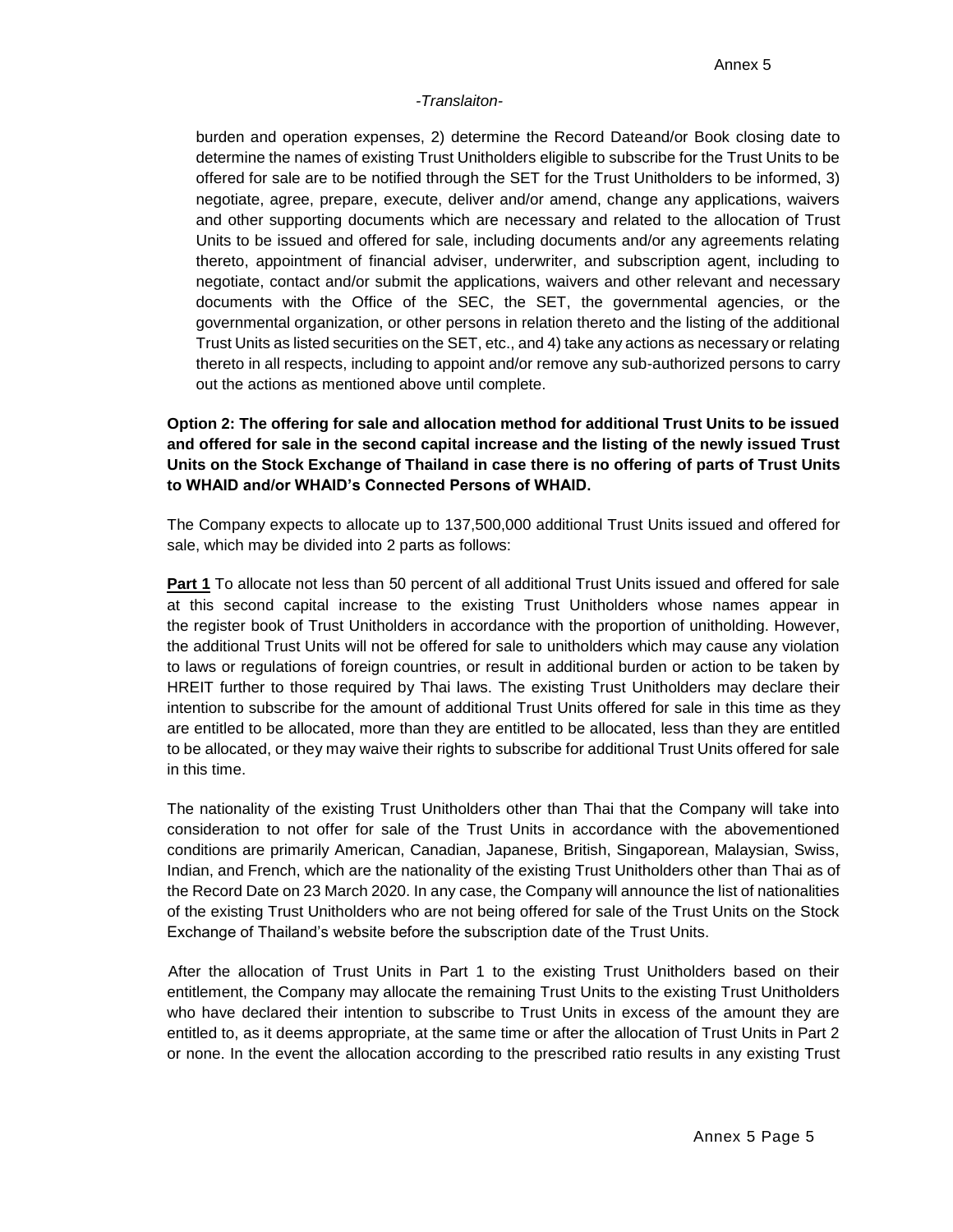*-Translaiton-*

burden and operation expenses, 2) determine the Record Dateand/or Book closing date to determine the names of existing Trust Unitholders eligible to subscribe for the Trust Units to be offered for sale are to be notified through the SET for the Trust Unitholders to be informed, 3) negotiate, agree, prepare, execute, deliver and/or amend, change any applications, waivers and other supporting documents which are necessary and related to the allocation of Trust Units to be issued and offered for sale, including documents and/or any agreements relating thereto, appointment of financial adviser, underwriter, and subscription agent, including to negotiate, contact and/or submit the applications, waivers and other relevant and necessary documents with the Office of the SEC, the SET, the governmental agencies, or the governmental organization, or other persons in relation thereto and the listing of the additional Trust Units as listed securities on the SET, etc., and 4) take any actions as necessary or relating thereto in all respects, including to appoint and/or remove any sub-authorized persons to carry out the actions as mentioned above until complete.

**Option 2: The offering for sale and allocation method for additional Trust Units to be issued and offered for sale in the second capital increase and the listing of the newly issued Trust Units on the Stock Exchange of Thailand in case there is no offering of parts of Trust Units to WHAID and/or WHAID's Connected Persons of WHAID.**

The Company expects to allocate up to 137,500,000 additional Trust Units issued and offered for sale, which may be divided into 2 parts as follows:

**Part 1** To allocate not less than 50 percent of all additional Trust Units issued and offered for sale at this second capital increase to the existing Trust Unitholders whose names appear in the register book of Trust Unitholders in accordance with the proportion of unitholding. However, the additional Trust Units will not be offered for sale to unitholders which may cause any violation to laws or regulations of foreign countries, or result in additional burden or action to be taken by HREIT further to those required by Thai laws. The existing Trust Unitholders may declare their intention to subscribe for the amount of additional Trust Units offered for sale in this time as they are entitled to be allocated, more than they are entitled to be allocated, less than they are entitled to be allocated, or they may waive their rights to subscribe for additional Trust Units offered for sale in this time.

The nationality of the existing Trust Unitholders other than Thai that the Company will take into consideration to not offer for sale of the Trust Units in accordance with the abovementioned conditions are primarily American, Canadian, Japanese, British, Singaporean, Malaysian, Swiss, Indian, and French, which are the nationality of the existing Trust Unitholders other than Thai as of the Record Date on 23 March 2020. In any case, the Company will announce the list of nationalities of the existing Trust Unitholders who are not being offered for sale of the Trust Units on the Stock Exchange of Thailand's website before the subscription date of the Trust Units.

After the allocation of Trust Units in Part 1 to the existing Trust Unitholders based on their entitlement, the Company may allocate the remaining Trust Units to the existing Trust Unitholders who have declared their intention to subscribe to Trust Units in excess of the amount they are entitled to, as it deems appropriate, at the same time or after the allocation of Trust Units in Part 2 or none. In the event the allocation according to the prescribed ratio results in any existing Trust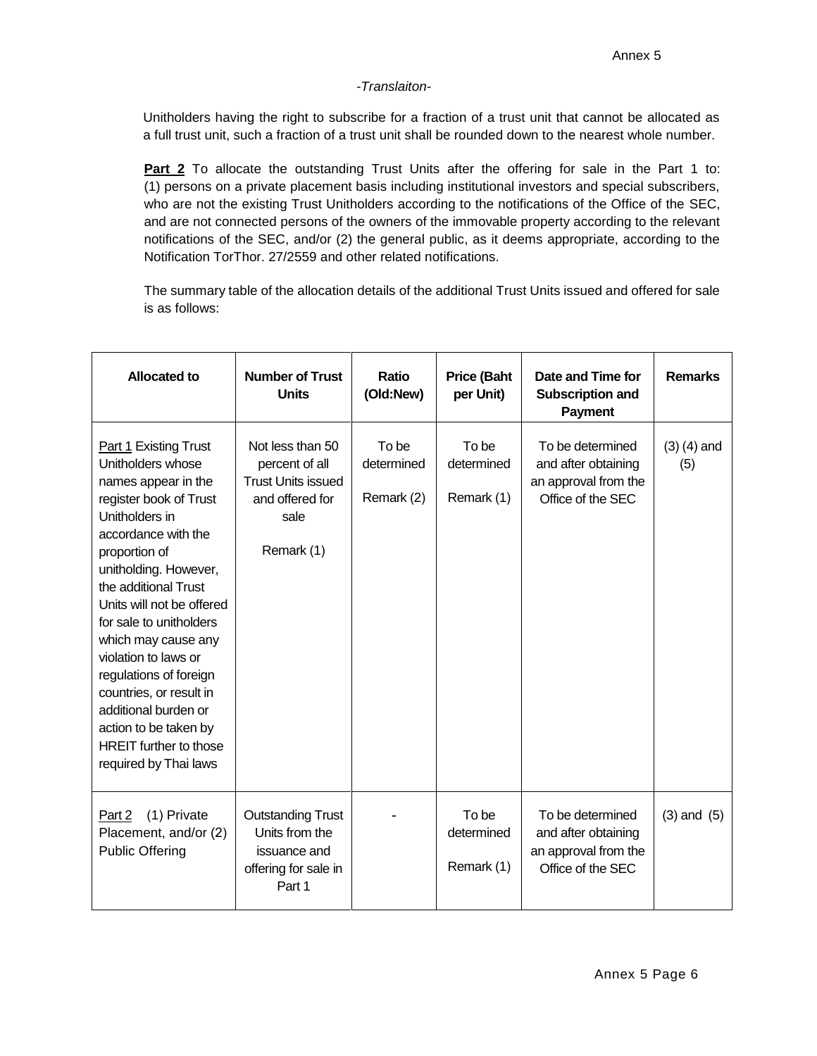-Translaiton-

Unitholders having the right to subscribe for a fraction of a trust unit that cannot be allocated as a full trust unit, such a fraction of a trust unit shall be rounded down to the nearest whole number.

**Part 2** To allocate the outstanding Trust Units after the offering for sale in the Part 1 to: (1) persons on a private placement basis including institutional investors and special subscribers, who are not the existing Trust Unitholders according to the notifications of the Office of the SEC, and are not connected persons of the owners of the immovable property according to the relevant notifications of the SEC, and/or (2) the general public, as it deems appropriate, according to the Notification TorThor. 27/2559 and other related notifications.

The summary table of the allocation details of the additional Trust Units issued and offered for sale is as follows:

| Allocated to | Number of Trust Units | Ratio (Old:New) | Price (Baht per Unit) | Date and Time for Subscription and Payment | Remarks |
|---|---|---|---|---|---|
| Part 1 Existing Trust Unitholders whose names appear in the register book of Trust Unitholders in accordance with the proportion of unitholding. However, the additional Trust Units will not be offered for sale to unitholders which may cause any violation to laws or regulations of foreign countries, or result in additional burden or action to be taken by HREIT further to those required by Thai laws | Not less than 50 percent of all Trust Units issued and offered for sale Remark (1) | To be determined Remark (2) | To be determined Remark (1) | To be determined and after obtaining an approval from the Office of the SEC | (3) (4) and (5) |
| Part 2 (1) Private Placement, and/or (2) Public Offering | Outstanding Trust Units from the issuance and offering for sale in Part 1 | - | To be determined Remark (1) | To be determined and after obtaining an approval from the Office of the SEC | (3) and (5) |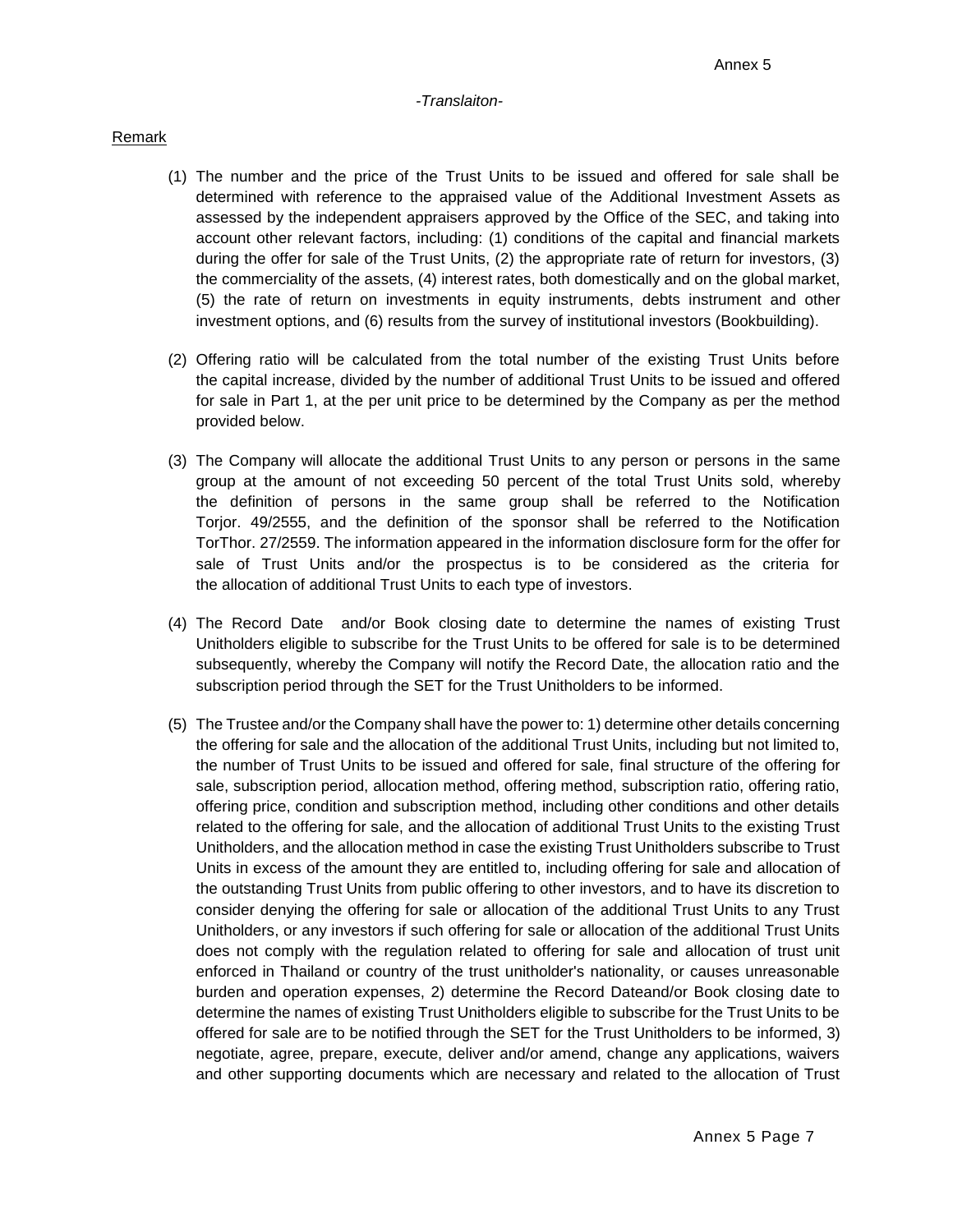*-Translaiton-*

Remark

(1) The number and the price of the Trust Units to be issued and offered for sale shall be determined with reference to the appraised value of the Additional Investment Assets as assessed by the independent appraisers approved by the Office of the SEC, and taking into account other relevant factors, including: (1) conditions of the capital and financial markets during the offer for sale of the Trust Units, (2) the appropriate rate of return for investors, (3) the commerciality of the assets, (4) interest rates, both domestically and on the global market, (5) the rate of return on investments in equity instruments, debts instrument and other investment options, and (6) results from the survey of institutional investors (Bookbuilding).

(2) Offering ratio will be calculated from the total number of the existing Trust Units before the capital increase, divided by the number of additional Trust Units to be issued and offered for sale in Part 1, at the per unit price to be determined by the Company as per the method provided below.

(3) The Company will allocate the additional Trust Units to any person or persons in the same group at the amount of not exceeding 50 percent of the total Trust Units sold, whereby the definition of persons in the same group shall be referred to the Notification Torjor. 49/2555, and the definition of the sponsor shall be referred to the Notification TorThor. 27/2559. The information appeared in the information disclosure form for the offer for sale of Trust Units and/or the prospectus is to be considered as the criteria for the allocation of additional Trust Units to each type of investors.

(4) The Record Date and/or Book closing date to determine the names of existing Trust Unitholders eligible to subscribe for the Trust Units to be offered for sale is to be determined subsequently, whereby the Company will notify the Record Date, the allocation ratio and the subscription period through the SET for the Trust Unitholders to be informed.

(5) The Trustee and/or the Company shall have the power to: 1) determine other details concerning the offering for sale and the allocation of the additional Trust Units, including but not limited to, the number of Trust Units to be issued and offered for sale, final structure of the offering for sale, subscription period, allocation method, offering method, subscription ratio, offering ratio, offering price, condition and subscription method, including other conditions and other details related to the offering for sale, and the allocation of additional Trust Units to the existing Trust Unitholders, and the allocation method in case the existing Trust Unitholders subscribe to Trust Units in excess of the amount they are entitled to, including offering for sale and allocation of the outstanding Trust Units from public offering to other investors, and to have its discretion to consider denying the offering for sale or allocation of the additional Trust Units to any Trust Unitholders, or any investors if such offering for sale or allocation of the additional Trust Units does not comply with the regulation related to offering for sale and allocation of trust unit enforced in Thailand or country of the trust unitholder's nationality, or causes unreasonable burden and operation expenses, 2) determine the Record Dateand/or Book closing date to determine the names of existing Trust Unitholders eligible to subscribe for the Trust Units to be offered for sale are to be notified through the SET for the Trust Unitholders to be informed, 3) negotiate, agree, prepare, execute, deliver and/or amend, change any applications, waivers and other supporting documents which are necessary and related to the allocation of Trust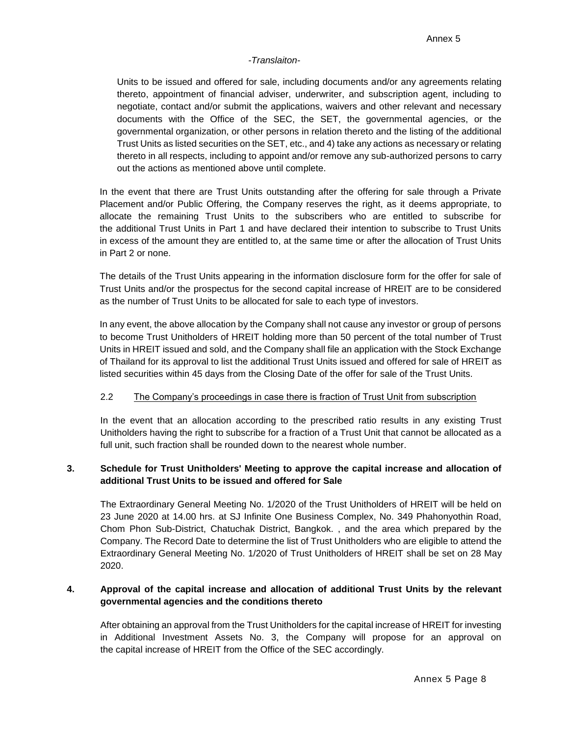Units to be issued and offered for sale, including documents and/or any agreements relating thereto, appointment of financial adviser, underwriter, and subscription agent, including to negotiate, contact and/or submit the applications, waivers and other relevant and necessary documents with the Office of the SEC, the SET, the governmental agencies, or the governmental organization, or other persons in relation thereto and the listing of the additional Trust Units as listed securities on the SET, etc., and 4) take any actions as necessary or relating thereto in all respects, including to appoint and/or remove any sub-authorized persons to carry out the actions as mentioned above until complete.

In the event that there are Trust Units outstanding after the offering for sale through a Private Placement and/or Public Offering, the Company reserves the right, as it deems appropriate, to allocate the remaining Trust Units to the subscribers who are entitled to subscribe for the additional Trust Units in Part 1 and have declared their intention to subscribe to Trust Units in excess of the amount they are entitled to, at the same time or after the allocation of Trust Units in Part 2 or none.

The details of the Trust Units appearing in the information disclosure form for the offer for sale of Trust Units and/or the prospectus for the second capital increase of HREIT are to be considered as the number of Trust Units to be allocated for sale to each type of investors.

In any event, the above allocation by the Company shall not cause any investor or group of persons to become Trust Unitholders of HREIT holding more than 50 percent of the total number of Trust Units in HREIT issued and sold, and the Company shall file an application with the Stock Exchange of Thailand for its approval to list the additional Trust Units issued and offered for sale of HREIT as listed securities within 45 days from the Closing Date of the offer for sale of the Trust Units.

2.2 The Company's proceedings in case there is fraction of Trust Unit from subscription

In the event that an allocation according to the prescribed ratio results in any existing Trust Unitholders having the right to subscribe for a fraction of a Trust Unit that cannot be allocated as a full unit, such fraction shall be rounded down to the nearest whole number.

**3. Schedule for Trust Unitholders' Meeting to approve the capital increase and allocation of additional Trust Units to be issued and offered for Sale**

The Extraordinary General Meeting No. 1/2020 of the Trust Unitholders of HREIT will be held on 23 June 2020 at 14.00 hrs. at SJ Infinite One Business Complex, No. 349 Phahonyothin Road, Chom Phon Sub-District, Chatuchak District, Bangkok. , and the area which prepared by the Company. The Record Date to determine the list of Trust Unitholders who are eligible to attend the Extraordinary General Meeting No. 1/2020 of Trust Unitholders of HREIT shall be set on 28 May 2020.

**4. Approval of the capital increase and allocation of additional Trust Units by the relevant governmental agencies and the conditions thereto**

After obtaining an approval from the Trust Unitholders for the capital increase of HREIT for investing in Additional Investment Assets No. 3, the Company will propose for an approval on the capital increase of HREIT from the Office of the SEC accordingly.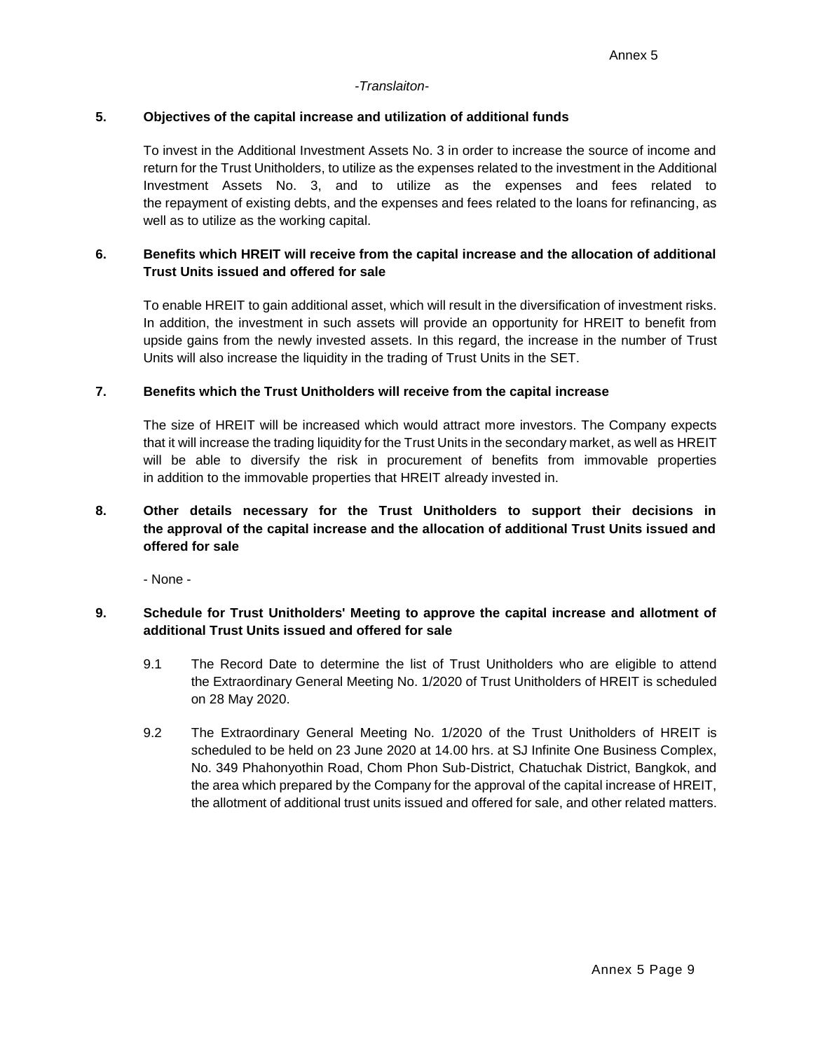*-Translaiton-*

**5. Objectives of the capital increase and utilization of additional funds**

To invest in the Additional Investment Assets No. 3 in order to increase the source of income and return for the Trust Unitholders, to utilize as the expenses related to the investment in the Additional Investment Assets No. 3, and to utilize as the expenses and fees related to the repayment of existing debts, and the expenses and fees related to the loans for refinancing, as well as to utilize as the working capital.

**6. Benefits which HREIT will receive from the capital increase and the allocation of additional Trust Units issued and offered for sale**

To enable HREIT to gain additional asset, which will result in the diversification of investment risks. In addition, the investment in such assets will provide an opportunity for HREIT to benefit from upside gains from the newly invested assets. In this regard, the increase in the number of Trust Units will also increase the liquidity in the trading of Trust Units in the SET.

**7. Benefits which the Trust Unitholders will receive from the capital increase**

The size of HREIT will be increased which would attract more investors. The Company expects that it will increase the trading liquidity for the Trust Units in the secondary market, as well as HREIT will be able to diversify the risk in procurement of benefits from immovable properties in addition to the immovable properties that HREIT already invested in.

**8. Other details necessary for the Trust Unitholders to support their decisions in the approval of the capital increase and the allocation of additional Trust Units issued and offered for sale**

- None -

**9. Schedule for Trust Unitholders' Meeting to approve the capital increase and allotment of additional Trust Units issued and offered for sale**

9.1 The Record Date to determine the list of Trust Unitholders who are eligible to attend the Extraordinary General Meeting No. 1/2020 of Trust Unitholders of HREIT is scheduled on 28 May 2020.

9.2 The Extraordinary General Meeting No. 1/2020 of the Trust Unitholders of HREIT is scheduled to be held on 23 June 2020 at 14.00 hrs. at SJ Infinite One Business Complex, No. 349 Phahonyothin Road, Chom Phon Sub-District, Chatuchak District, Bangkok, and the area which prepared by the Company for the approval of the capital increase of HREIT, the allotment of additional trust units issued and offered for sale, and other related matters.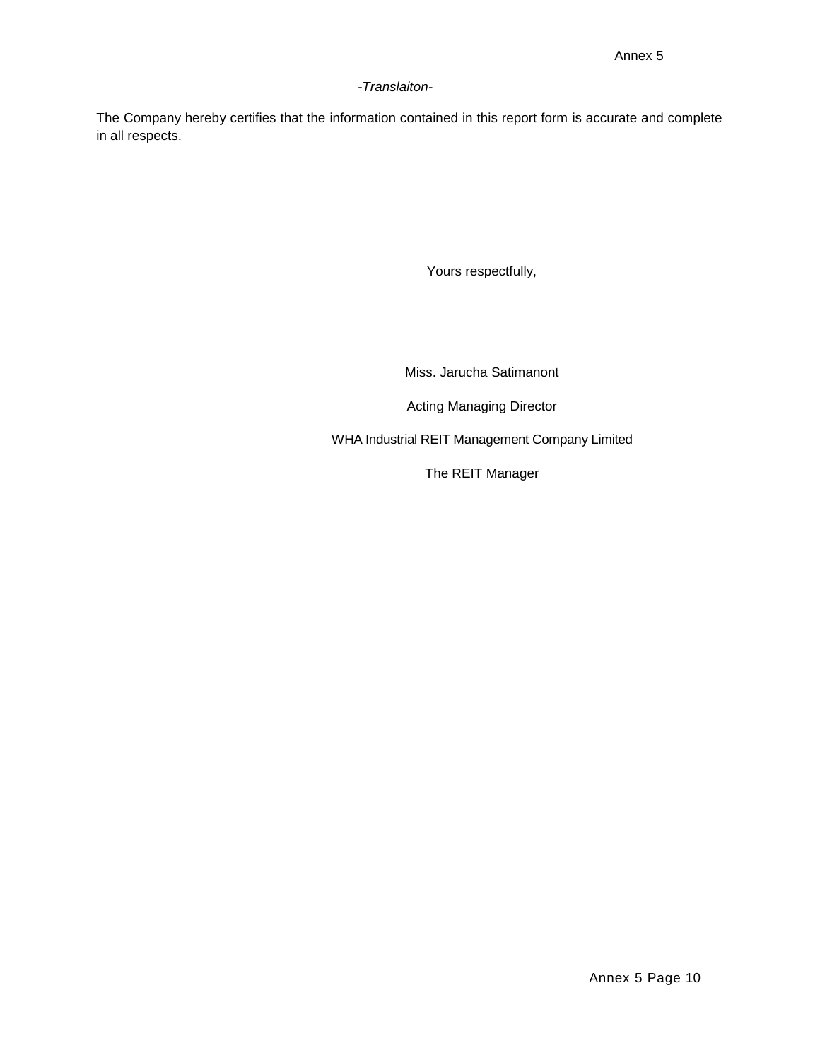Annex 5

*-Translaiton-*

The Company hereby certifies that the information contained in this report form is accurate and complete in all respects.

Yours respectfully,

Miss. Jarucha Satimanont

Acting Managing Director

WHA Industrial REIT Management Company Limited

The REIT Manager